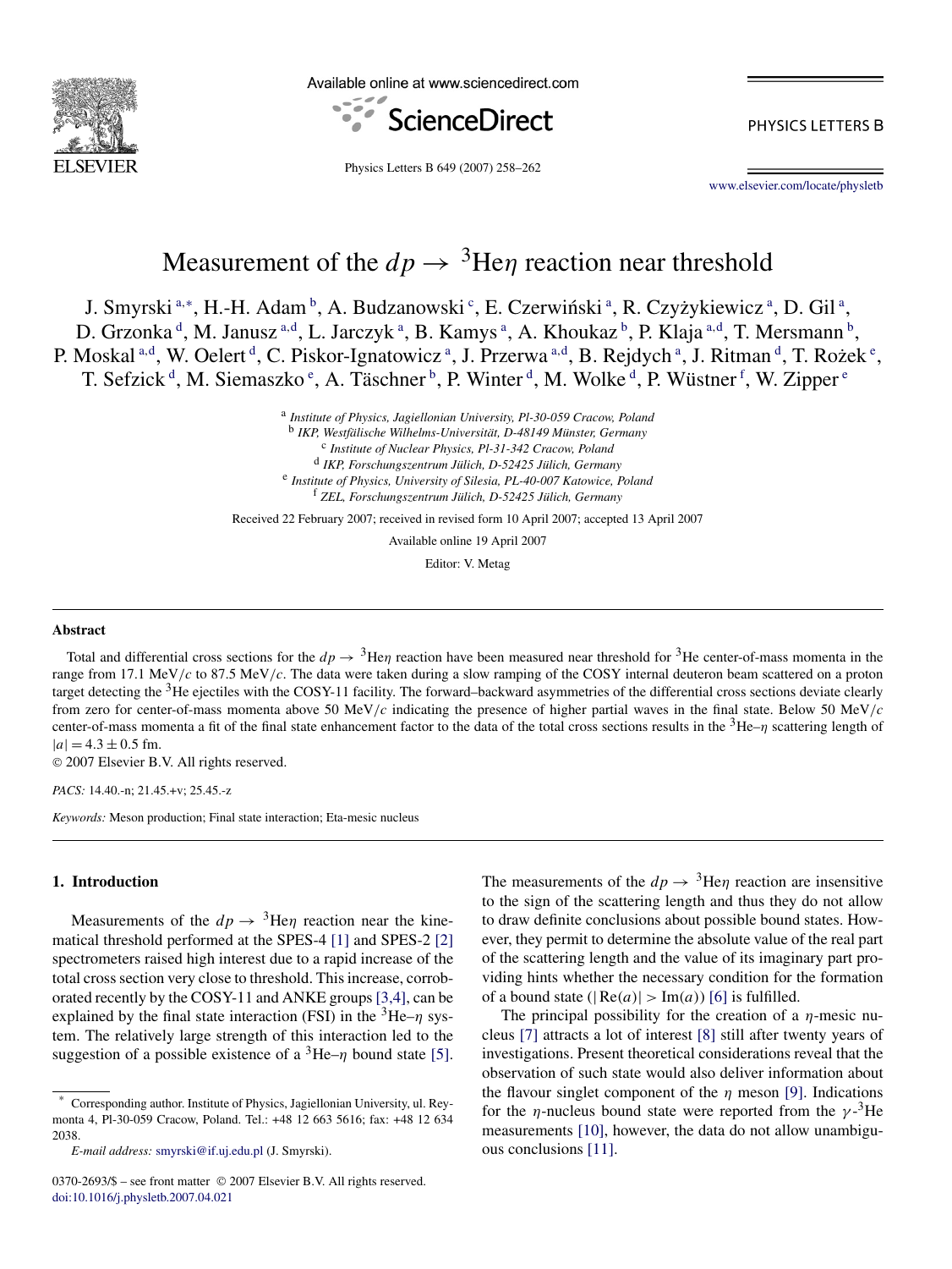# Measurement of the $dp \to {}^3\text{He}\eta$ reaction near threshold

J. Smyrski [a,*], H.-H. Adam [b], A. Budzanowski [c], E. Czerwiński [a], R. Czyżykiewicz [a], D. Gil [a], D. Grzonka [d], M. Janusz [a,d], L. Jarczyk [a], B. Kamys [a], A. Khoukaz [b], P. Klaja [a,d], T. Mersmann [b], P. Moskal [a,d], W. Oelert [d], C. Piskor-Ignatowicz [a], J. Przerwa [a,d], B. Rejdych [a], J. Ritman [d], T. Rożek [e], T. Sefzick [d], M. Siemaszko [e], A. Täschner [b], P. Winter [d], M. Wolke [d], P. Wüstner [f], W. Zipper [e]

[a] *Institute of Physics, Jagiellonian University, Pl-30-059 Cracow, Poland*
[b] *IKP, Westfälische Wilhelms-Universität, D-48149 Münster, Germany*
[c] *Institute of Nuclear Physics, Pl-31-342 Cracow, Poland*
[d] *IKP, Forschungszentrum Jülich, D-52425 Jülich, Germany*
[e] *Institute of Physics, University of Silesia, PL-40-007 Katowice, Poland*
[f] *ZEL, Forschungszentrum Jülich, D-52425 Jülich, Germany*

Received 22 February 2007; received in revised form 10 April 2007; accepted 13 April 2007

Available online 19 April 2007

Editor: V. Metag

## Abstract

Total and differential cross sections for the $dp \to {}^3\text{He}\eta$ reaction have been measured near threshold for ${}^3\text{He}$ center-of-mass momenta in the range from 17.1 MeV/$c$ to 87.5 MeV/$c$. The data were taken during a slow ramping of the COSY internal deuteron beam scattered on a proton target detecting the ${}^3\text{He}$ ejectiles with the COSY-11 facility. The forward–backward asymmetries of the differential cross sections deviate clearly from zero for center-of-mass momenta above 50 MeV/$c$ indicating the presence of higher partial waves in the final state. Below 50 MeV/$c$ center-of-mass momenta a fit of the final state enhancement factor to the data of the total cross sections results in the ${}^3\text{He}$–$\eta$ scattering length of $|a| = 4.3 \pm 0.5$ fm.

© 2007 Elsevier B.V. All rights reserved.

*PACS:* 14.40.-n; 21.45.+v; 25.45.-z

*Keywords:* Meson production; Final state interaction; Eta-mesic nucleus

## 1. Introduction

Measurements of the $dp \to {}^3\text{He}\eta$ reaction near the kinematical threshold performed at the SPES-4 [1] and SPES-2 [2] spectrometers raised high interest due to a rapid increase of the total cross section very close to threshold. This increase, corroborated recently by the COSY-11 and ANKE groups [3,4], can be explained by the final state interaction (FSI) in the ${}^3\text{He}$–$\eta$ system. The relatively large strength of this interaction led to the suggestion of a possible existence of a ${}^3\text{He}$–$\eta$ bound state [5]. The measurements of the $dp \to {}^3\text{He}\eta$ reaction are insensitive to the sign of the scattering length and thus they do not allow to draw definite conclusions about possible bound states. However, they permit to determine the absolute value of the real part of the scattering length and the value of its imaginary part providing hints whether the necessary condition for the formation of a bound state ($|\text{Re}(a)| > \text{Im}(a)$) [6] is fulfilled.

The principal possibility for the creation of a $\eta$-mesic nucleus [7] attracts a lot of interest [8] still after twenty years of investigations. Present theoretical considerations reveal that the observation of such state would also deliver information about the flavour singlet component of the $\eta$ meson [9]. Indications for the $\eta$-nucleus bound state were reported from the $\gamma$-${}^3\text{He}$ measurements [10], however, the data do not allow unambiguous conclusions [11].

* Corresponding author. Institute of Physics, Jagiellonian University, ul. Reymonta 4, Pl-30-059 Cracow, Poland. Tel.: +48 12 663 5616; fax: +48 12 634 2038.

*E-mail address:* smyrski@if.uj.edu.pl (J. Smyrski).

0370-2693/$ – see front matter © 2007 Elsevier B.V. All rights reserved.
doi:10.1016/j.physletb.2007.04.021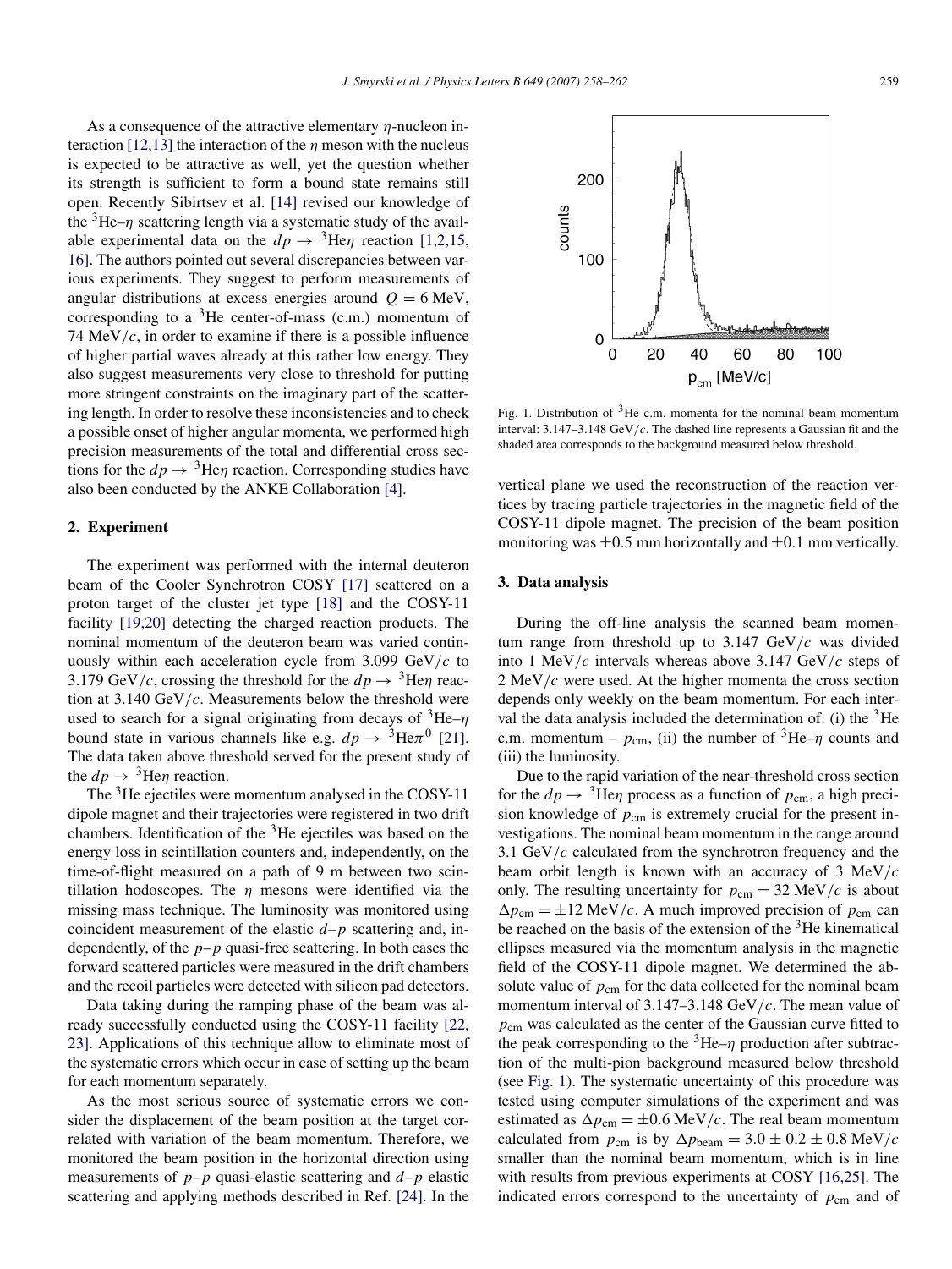As a consequence of the attractive elementary $\eta$-nucleon interaction [12,13] the interaction of the $\eta$ meson with the nucleus is expected to be attractive as well, yet the question whether its strength is sufficient to form a bound state remains still open. Recently Sibirtsev et al. [14] revised our knowledge of the $^3$He–$\eta$ scattering length via a systematic study of the available experimental data on the $dp \to {}^3\text{He}\eta$ reaction [1,2,15,16]. The authors pointed out several discrepancies between various experiments. They suggest to perform measurements of angular distributions at excess energies around $Q = 6$ MeV, corresponding to a $^3$He center-of-mass (c.m.) momentum of 74 MeV/$c$, in order to examine if there is a possible influence of higher partial waves already at this rather low energy. They also suggest measurements very close to threshold for putting more stringent constraints on the imaginary part of the scattering length. In order to resolve these inconsistencies and to check a possible onset of higher angular momenta, we performed high precision measurements of the total and differential cross sections for the $dp \to {}^3\text{He}\eta$ reaction. Corresponding studies have also been conducted by the ANKE Collaboration [4].

## 2. Experiment

The experiment was performed with the internal deuteron beam of the Cooler Synchrotron COSY [17] scattered on a proton target of the cluster jet type [18] and the COSY-11 facility [19,20] detecting the charged reaction products. The nominal momentum of the deuteron beam was varied continuously within each acceleration cycle from 3.099 GeV/$c$ to 3.179 GeV/$c$, crossing the threshold for the $dp \to {}^3\text{He}\eta$ reaction at 3.140 GeV/$c$. Measurements below the threshold were used to search for a signal originating from decays of $^3$He–$\eta$ bound state in various channels like e.g. $dp \to {}^3\text{He}\pi^0$ [21]. The data taken above threshold served for the present study of the $dp \to {}^3\text{He}\eta$ reaction.

The $^3$He ejectiles were momentum analysed in the COSY-11 dipole magnet and their trajectories were registered in two drift chambers. Identification of the $^3$He ejectiles was based on the energy loss in scintillation counters and, independently, on the time-of-flight measured on a path of 9 m between two scintillation hodoscopes. The $\eta$ mesons were identified via the missing mass technique. The luminosity was monitored using coincident measurement of the elastic $d$–$p$ scattering and, independently, of the $p$–$p$ quasi-free scattering. In both cases the forward scattered particles were measured in the drift chambers and the recoil particles were detected with silicon pad detectors.

Data taking during the ramping phase of the beam was already successfully conducted using the COSY-11 facility [22,23]. Applications of this technique allow to eliminate most of the systematic errors which occur in case of setting up the beam for each momentum separately.

As the most serious source of systematic errors we consider the displacement of the beam position at the target correlated with variation of the beam momentum. Therefore, we monitored the beam position in the horizontal direction using measurements of $p$–$p$ quasi-elastic scattering and $d$–$p$ elastic scattering and applying methods described in Ref. [24]. In the vertical plane we used the reconstruction of the reaction vertices by tracing particle trajectories in the magnetic field of the COSY-11 dipole magnet. The precision of the beam position monitoring was $\pm 0.5$ mm horizontally and $\pm 0.1$ mm vertically.

Fig. 1. Distribution of $^3$He c.m. momenta for the nominal beam momentum interval: 3.147–3.148 GeV/$c$. The dashed line represents a Gaussian fit and the shaded area corresponds to the background measured below threshold.

## 3. Data analysis

During the off-line analysis the scanned beam momentum range from threshold up to 3.147 GeV/$c$ was divided into 1 MeV/$c$ intervals whereas above 3.147 GeV/$c$ steps of 2 MeV/$c$ were used. At the higher momenta the cross section depends only weekly on the beam momentum. For each interval the data analysis included the determination of: (i) the $^3$He c.m. momentum – $p_{\text{cm}}$, (ii) the number of $^3$He–$\eta$ counts and (iii) the luminosity.

Due to the rapid variation of the near-threshold cross section for the $dp \to {}^3\text{He}\eta$ process as a function of $p_{\text{cm}}$, a high precision knowledge of $p_{\text{cm}}$ is extremely crucial for the present investigations. The nominal beam momentum in the range around 3.1 GeV/$c$ calculated from the synchrotron frequency and the beam orbit length is known with an accuracy of 3 MeV/$c$ only. The resulting uncertainty for $p_{\text{cm}} = 32$ MeV/$c$ is about $\Delta p_{\text{cm}} = \pm 12$ MeV/$c$. A much improved precision of $p_{\text{cm}}$ can be reached on the basis of the extension of the $^3$He kinematical ellipses measured via the momentum analysis in the magnetic field of the COSY-11 dipole magnet. We determined the absolute value of $p_{\text{cm}}$ for the data collected for the nominal beam momentum interval of 3.147–3.148 GeV/$c$. The mean value of $p_{\text{cm}}$ was calculated as the center of the Gaussian curve fitted to the peak corresponding to the $^3$He–$\eta$ production after subtraction of the multi-pion background measured below threshold (see Fig. 1). The systematic uncertainty of this procedure was tested using computer simulations of the experiment and was estimated as $\Delta p_{\text{cm}} = \pm 0.6$ MeV/$c$. The real beam momentum calculated from $p_{\text{cm}}$ is by $\Delta p_{\text{beam}} = 3.0 \pm 0.2 \pm 0.8$ MeV/$c$ smaller than the nominal beam momentum, which is in line with results from previous experiments at COSY [16,25]. The indicated errors correspond to the uncertainty of $p_{\text{cm}}$ and of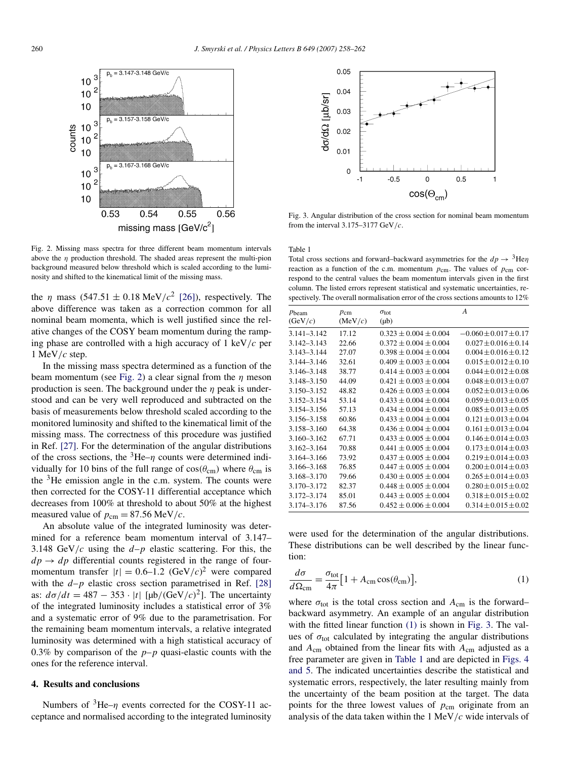Fig. 2. Missing mass spectra for three different beam momentum intervals above the $\eta$ production threshold. The shaded areas represent the multi-pion background measured below threshold which is scaled according to the luminosity and shifted to the kinematical limit of the missing mass.

the $\eta$ mass ($547.51 \pm 0.18$ MeV/$c^2$ [26]), respectively. The above difference was taken as a correction common for all nominal beam momenta, which is well justified since the relative changes of the COSY beam momentum during the ramping phase are controlled with a high accuracy of 1 keV/$c$ per 1 MeV/$c$ step.

In the missing mass spectra determined as a function of the beam momentum (see Fig. 2) a clear signal from the $\eta$ meson production is seen. The background under the $\eta$ peak is understood and can be very well reproduced and subtracted on the basis of measurements below threshold scaled according to the monitored luminosity and shifted to the kinematical limit of the missing mass. The correctness of this procedure was justified in Ref. [27]. For the determination of the angular distributions of the cross sections, the $^3$He–$\eta$ counts were determined individually for 10 bins of the full range of $\cos(\theta_{\mathrm{cm}})$ where $\theta_{\mathrm{cm}}$ is the $^3$He emission angle in the c.m. system. The counts were then corrected for the COSY-11 differential acceptance which decreases from 100% at threshold to about 50% at the highest measured value of $p_{\mathrm{cm}} = 87.56$ MeV/$c$.

An absolute value of the integrated luminosity was determined for a reference beam momentum interval of 3.147–3.148 GeV/$c$ using the $d$–$p$ elastic scattering. For this, the $dp \to dp$ differential counts registered in the range of four-momentum transfer $|t| = 0.6$–$1.2$ (GeV/$c$)$^2$ were compared with the $d$–$p$ elastic cross section parametrised in Ref. [28] as: $d\sigma/dt = 487 - 353 \cdot |t|$ [μb/(GeV/$c$)$^2$]. The uncertainty of the integrated luminosity includes a statistical error of 3% and a systematic error of 9% due to the parametrisation. For the remaining beam momentum intervals, a relative integrated luminosity was determined with a high statistical accuracy of 0.3% by comparison of the $p$–$p$ quasi-elastic counts with the ones for the reference interval.

## 4. Results and conclusions

Numbers of $^3$He–$\eta$ events corrected for the COSY-11 acceptance and normalised according to the integrated luminosity were used for the determination of the angular distributions. These distributions can be well described by the linear function:

$$\frac{d\sigma}{d\Omega_{\mathrm{cm}}} = \frac{\sigma_{\mathrm{tot}}}{4\pi}\left[1 + A_{\mathrm{cm}}\cos(\theta_{\mathrm{cm}})\right], \tag{1}$$

where $\sigma_{\mathrm{tot}}$ is the total cross section and $A_{\mathrm{cm}}$ is the forward–backward asymmetry. An example of an angular distribution with the fitted linear function (1) is shown in Fig. 3. The values of $\sigma_{\mathrm{tot}}$ calculated by integrating the angular distributions and $A_{\mathrm{cm}}$ obtained from the linear fits with $A_{\mathrm{cm}}$ adjusted as a free parameter are given in Table 1 and are depicted in Figs. 4 and 5. The indicated uncertainties describe the statistical and systematic errors, respectively, the later resulting mainly from the uncertainty of the beam position at the target. The data points for the three lowest values of $p_{\mathrm{cm}}$ originate from an analysis of the data taken within the 1 MeV/$c$ wide intervals of

Fig. 3. Angular distribution of the cross section for nominal beam momentum from the interval 3.175–3177 GeV/$c$.

Table 1

Total cross sections and forward–backward asymmetries for the $dp \to {}^3\mathrm{He}\eta$ reaction as a function of the c.m. momentum $p_{\mathrm{cm}}$. The values of $p_{\mathrm{cm}}$ correspond to the central values the beam momentum intervals given in the first column. The listed errors represent statistical and systematic uncertainties, respectively. The overall normalisation error of the cross sections amounts to 12%

| $p_{\mathrm{beam}}$ (GeV/$c$) | $p_{\mathrm{cm}}$ (MeV/$c$) | $\sigma_{\mathrm{tot}}$ (μb) | $A$ |
|---|---|---|---|
| 3.141–3.142 | 17.12 | $0.323 \pm 0.004 \pm 0.004$ | $-0.060 \pm 0.017 \pm 0.17$ |
| 3.142–3.143 | 22.66 | $0.372 \pm 0.004 \pm 0.004$ | $0.027 \pm 0.016 \pm 0.14$ |
| 3.143–3.144 | 27.07 | $0.398 \pm 0.004 \pm 0.004$ | $0.004 \pm 0.016 \pm 0.12$ |
| 3.144–3.146 | 32.61 | $0.409 \pm 0.003 \pm 0.004$ | $0.015 \pm 0.012 \pm 0.10$ |
| 3.146–3.148 | 38.77 | $0.414 \pm 0.003 \pm 0.004$ | $0.044 \pm 0.012 \pm 0.08$ |
| 3.148–3.150 | 44.09 | $0.421 \pm 0.003 \pm 0.004$ | $0.048 \pm 0.013 \pm 0.07$ |
| 3.150–3.152 | 48.82 | $0.426 \pm 0.003 \pm 0.004$ | $0.052 \pm 0.013 \pm 0.06$ |
| 3.152–3.154 | 53.14 | $0.433 \pm 0.004 \pm 0.004$ | $0.059 \pm 0.013 \pm 0.05$ |
| 3.154–3.156 | 57.13 | $0.434 \pm 0.004 \pm 0.004$ | $0.085 \pm 0.013 \pm 0.05$ |
| 3.156–3.158 | 60.86 | $0.433 \pm 0.004 \pm 0.004$ | $0.121 \pm 0.013 \pm 0.04$ |
| 3.158–3.160 | 64.38 | $0.436 \pm 0.004 \pm 0.004$ | $0.161 \pm 0.013 \pm 0.04$ |
| 3.160–3.162 | 67.71 | $0.433 \pm 0.005 \pm 0.004$ | $0.146 \pm 0.014 \pm 0.03$ |
| 3.162–3.164 | 70.88 | $0.441 \pm 0.005 \pm 0.004$ | $0.173 \pm 0.014 \pm 0.03$ |
| 3.164–3.166 | 73.92 | $0.437 \pm 0.005 \pm 0.004$ | $0.219 \pm 0.014 \pm 0.03$ |
| 3.166–3.168 | 76.85 | $0.447 \pm 0.005 \pm 0.004$ | $0.200 \pm 0.014 \pm 0.03$ |
| 3.168–3.170 | 79.66 | $0.430 \pm 0.005 \pm 0.004$ | $0.265 \pm 0.014 \pm 0.03$ |
| 3.170–3.172 | 82.37 | $0.448 \pm 0.005 \pm 0.004$ | $0.280 \pm 0.015 \pm 0.02$ |
| 3.172–3.174 | 85.01 | $0.443 \pm 0.005 \pm 0.004$ | $0.318 \pm 0.015 \pm 0.02$ |
| 3.174–3.176 | 87.56 | $0.452 \pm 0.006 \pm 0.004$ | $0.314 \pm 0.015 \pm 0.02$ |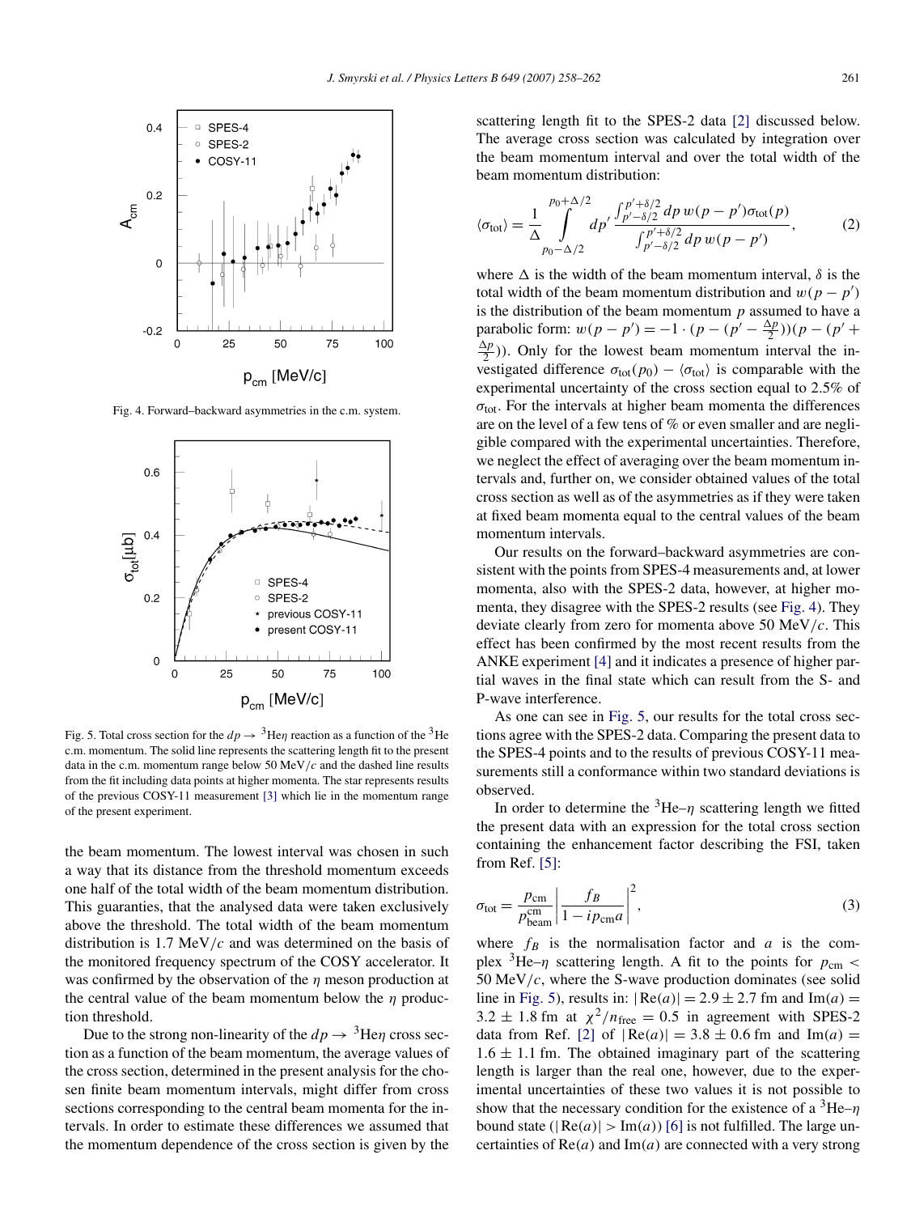Fig. 4. Forward–backward asymmetries in the c.m. system.

Fig. 5. Total cross section for the $dp \to {}^3\text{He}\eta$ reaction as a function of the ${}^3$He c.m. momentum. The solid line represents the scattering length fit to the present data in the c.m. momentum range below 50 MeV/$c$ and the dashed line results from the fit including data points at higher momenta. The star represents results of the previous COSY-11 measurement [3] which lie in the momentum range of the present experiment.

the beam momentum. The lowest interval was chosen in such a way that its distance from the threshold momentum exceeds one half of the total width of the beam momentum distribution. This guaranties, that the analysed data were taken exclusively above the threshold. The total width of the beam momentum distribution is 1.7 MeV/$c$ and was determined on the basis of the monitored frequency spectrum of the COSY accelerator. It was confirmed by the observation of the $\eta$ meson production at the central value of the beam momentum below the $\eta$ production threshold.

Due to the strong non-linearity of the $dp \to {}^3\text{He}\eta$ cross section as a function of the beam momentum, the average values of the cross section, determined in the present analysis for the chosen finite beam momentum intervals, might differ from cross sections corresponding to the central beam momenta for the intervals. In order to estimate these differences we assumed that the momentum dependence of the cross section is given by the scattering length fit to the SPES-2 data [2] discussed below. The average cross section was calculated by integration over the beam momentum interval and over the total width of the beam momentum distribution:

$$\langle\sigma_{\text{tot}}\rangle = \frac{1}{\Delta}\int_{p_0-\Delta/2}^{p_0+\Delta/2} dp' \,\frac{\int_{p'-\delta/2}^{p'+\delta/2} dp\, w(p-p')\sigma_{\text{tot}}(p)}{\int_{p'-\delta/2}^{p'+\delta/2} dp\, w(p-p')}, \tag{2}$$

where $\Delta$ is the width of the beam momentum interval, $\delta$ is the total width of the beam momentum distribution and $w(p-p')$ is the distribution of the beam momentum $p$ assumed to have a parabolic form: $w(p-p') = -1 \cdot (p - (p' - \frac{\Delta p}{2}))(p - (p' + \frac{\Delta p}{2}))$. Only for the lowest beam momentum interval the investigated difference $\sigma_{\text{tot}}(p_0) - \langle\sigma_{\text{tot}}\rangle$ is comparable with the experimental uncertainty of the cross section equal to 2.5% of $\sigma_{\text{tot}}$. For the intervals at higher beam momenta the differences are on the level of a few tens of % or even smaller and are negligible compared with the experimental uncertainties. Therefore, we neglect the effect of averaging over the beam momentum intervals and, further on, we consider obtained values of the total cross section as well as of the asymmetries as if they were taken at fixed beam momenta equal to the central values of the beam momentum intervals.

Our results on the forward–backward asymmetries are consistent with the points from SPES-4 measurements and, at lower momenta, also with the SPES-2 data, however, at higher momenta, they disagree with the SPES-2 results (see Fig. 4). They deviate clearly from zero for momenta above 50 MeV/$c$. This effect has been confirmed by the most recent results from the ANKE experiment [4] and it indicates a presence of higher partial waves in the final state which can result from the S- and P-wave interference.

As one can see in Fig. 5, our results for the total cross sections agree with the SPES-2 data. Comparing the present data to the SPES-4 points and to the results of previous COSY-11 measurements still a conformance within two standard deviations is observed.

In order to determine the ${}^3$He–$\eta$ scattering length we fitted the present data with an expression for the total cross section containing the enhancement factor describing the FSI, taken from Ref. [5]:

$$\sigma_{\text{tot}} = \frac{p_{\text{cm}}}{p_{\text{beam}}^{\text{cm}}}\left|\frac{f_B}{1 - i p_{\text{cm}} a}\right|^2, \tag{3}$$

where $f_B$ is the normalisation factor and $a$ is the complex ${}^3$He–$\eta$ scattering length. A fit to the points for $p_{\text{cm}} < 50$ MeV/$c$, where the S-wave production dominates (see solid line in Fig. 5), results in: $|\text{Re}(a)| = 2.9 \pm 2.7$ fm and $\text{Im}(a) = 3.2 \pm 1.8$ fm at $\chi^2/n_{\text{free}} = 0.5$ in agreement with SPES-2 data from Ref. [2] of $|\text{Re}(a)| = 3.8 \pm 0.6$ fm and $\text{Im}(a) = 1.6 \pm 1.1$ fm. The obtained imaginary part of the scattering length is larger than the real one, however, due to the experimental uncertainties of these two values it is not possible to show that the necessary condition for the existence of a ${}^3$He–$\eta$ bound state ($|\text{Re}(a)| > \text{Im}(a)$) [6] is not fulfilled. The large uncertainties of Re($a$) and Im($a$) are connected with a very strong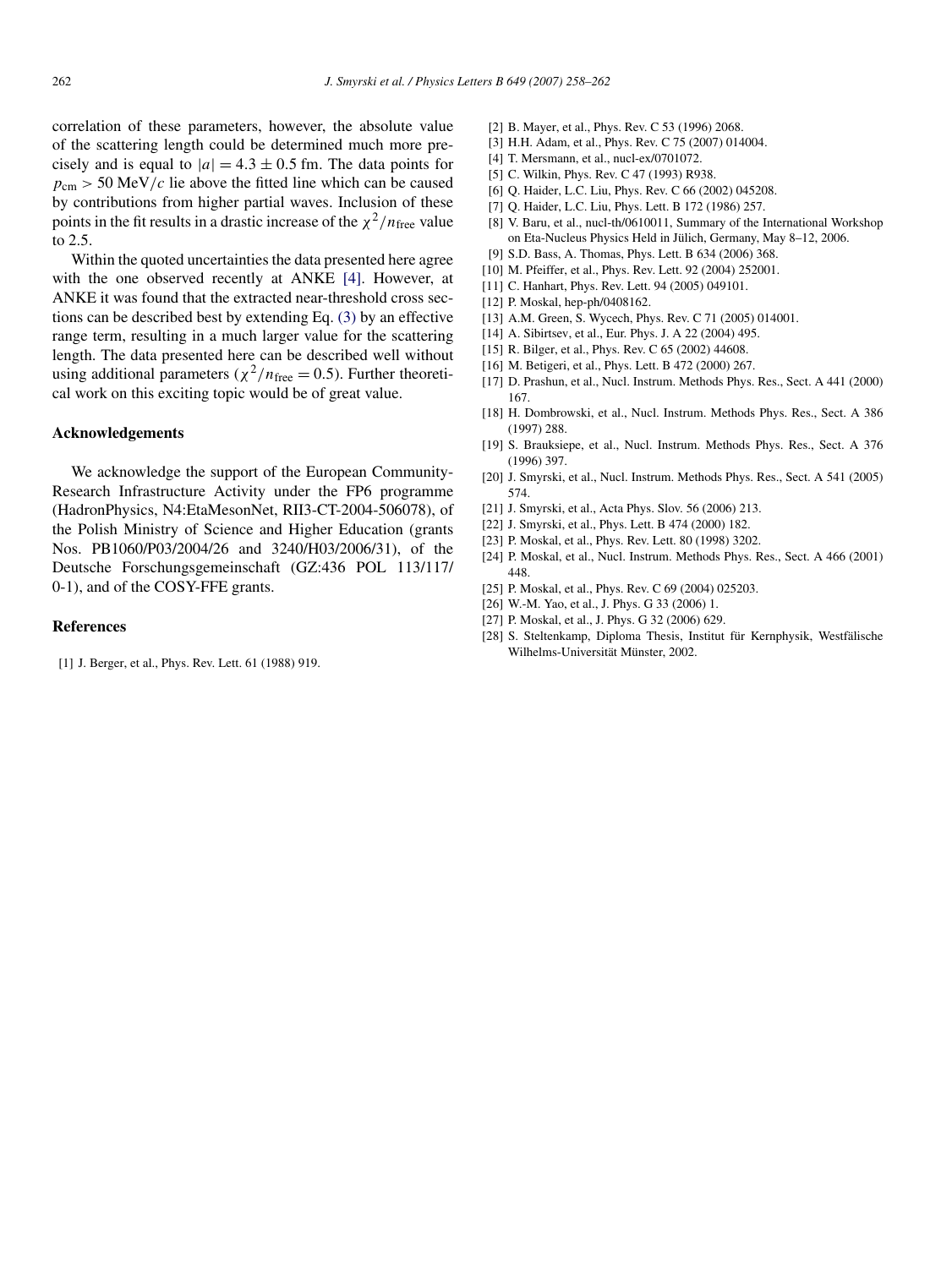correlation of these parameters, however, the absolute value of the scattering length could be determined much more precisely and is equal to $|a| = 4.3 \pm 0.5$ fm. The data points for $p_{\mathrm{cm}} > 50$ MeV/$c$ lie above the fitted line which can be caused by contributions from higher partial waves. Inclusion of these points in the fit results in a drastic increase of the $\chi^2/n_{\mathrm{free}}$ value to 2.5.

Within the quoted uncertainties the data presented here agree with the one observed recently at ANKE [4]. However, at ANKE it was found that the extracted near-threshold cross sections can be described best by extending Eq. (3) by an effective range term, resulting in a much larger value for the scattering length. The data presented here can be described well without using additional parameters ($\chi^2/n_{\mathrm{free}} = 0.5$). Further theoretical work on this exciting topic would be of great value.

## Acknowledgements

We acknowledge the support of the European Community-Research Infrastructure Activity under the FP6 programme (HadronPhysics, N4:EtaMesonNet, RII3-CT-2004-506078), of the Polish Ministry of Science and Higher Education (grants Nos. PB1060/P03/2004/26 and 3240/H03/2006/31), of the Deutsche Forschungsgemeinschaft (GZ:436 POL 113/117/0-1), and of the COSY-FFE grants.

## References

[1] J. Berger, et al., Phys. Rev. Lett. 61 (1988) 919.

[2] B. Mayer, et al., Phys. Rev. C 53 (1996) 2068.

[3] H.H. Adam, et al., Phys. Rev. C 75 (2007) 014004.

[4] T. Mersmann, et al., nucl-ex/0701072.

[5] C. Wilkin, Phys. Rev. C 47 (1993) R938.

[6] Q. Haider, L.C. Liu, Phys. Rev. C 66 (2002) 045208.

[7] Q. Haider, L.C. Liu, Phys. Lett. B 172 (1986) 257.

[8] V. Baru, et al., nucl-th/0610011, Summary of the International Workshop on Eta-Nucleus Physics Held in Jülich, Germany, May 8–12, 2006.

[9] S.D. Bass, A. Thomas, Phys. Lett. B 634 (2006) 368.

[10] M. Pfeiffer, et al., Phys. Rev. Lett. 92 (2004) 252001.

[11] C. Hanhart, Phys. Rev. Lett. 94 (2005) 049101.

[12] P. Moskal, hep-ph/0408162.

[13] A.M. Green, S. Wycech, Phys. Rev. C 71 (2005) 014001.

[14] A. Sibirtsev, et al., Eur. Phys. J. A 22 (2004) 495.

[15] R. Bilger, et al., Phys. Rev. C 65 (2002) 44608.

[16] M. Betigeri, et al., Phys. Lett. B 472 (2000) 267.

[17] D. Prashun, et al., Nucl. Instrum. Methods Phys. Res., Sect. A 441 (2000) 167.

[18] H. Dombrowski, et al., Nucl. Instrum. Methods Phys. Res., Sect. A 386 (1997) 288.

[19] S. Brauksiepe, et al., Nucl. Instrum. Methods Phys. Res., Sect. A 376 (1996) 397.

[20] J. Smyrski, et al., Nucl. Instrum. Methods Phys. Res., Sect. A 541 (2005) 574.

[21] J. Smyrski, et al., Acta Phys. Slov. 56 (2006) 213.

[22] J. Smyrski, et al., Phys. Lett. B 474 (2000) 182.

[23] P. Moskal, et al., Phys. Rev. Lett. 80 (1998) 3202.

[24] P. Moskal, et al., Nucl. Instrum. Methods Phys. Res., Sect. A 466 (2001) 448.

[25] P. Moskal, et al., Phys. Rev. C 69 (2004) 025203.

[26] W.-M. Yao, et al., J. Phys. G 33 (2006) 1.

[27] P. Moskal, et al., J. Phys. G 32 (2006) 629.

[28] S. Steltenkamp, Diploma Thesis, Institut für Kernphysik, Westfälische Wilhelms-Universität Münster, 2002.